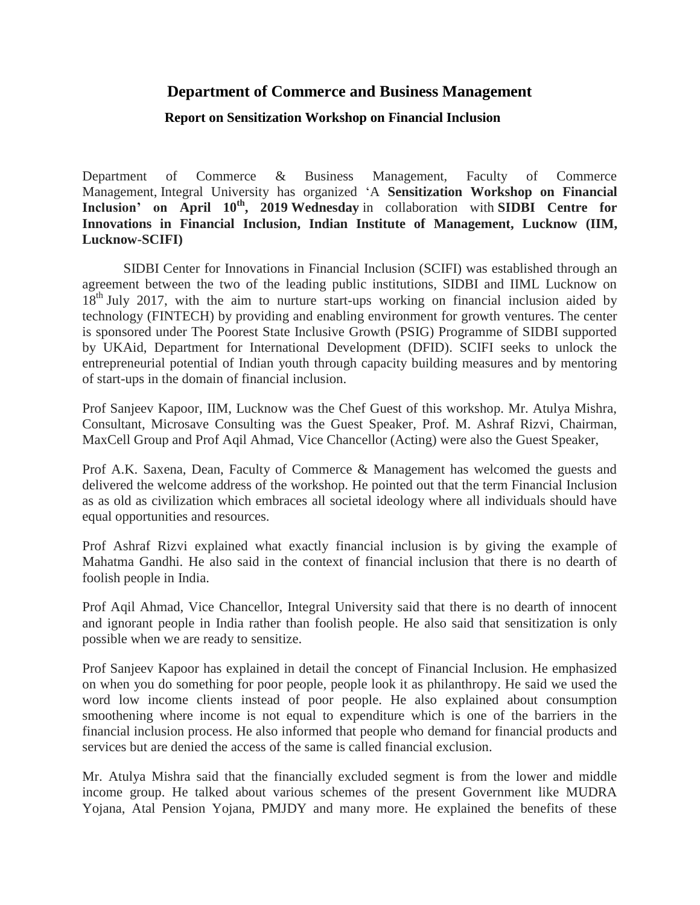# Department of Commerce and Business Management

## Report on Sensitization Workshop on Financial Inclusion

Department of Commerce & Business Management, Faculty of Commerce Management, Integral University has organized 'A **Sensitization Workshop on Financial Inclusion' on April 10th, 2019 Wednesday** in collaboration with **SIDBI Centre for Innovations in Financial Inclusion, Indian Institute of Management, Lucknow (IIM, Lucknow-SCIFI)**

SIDBI Center for Innovations in Financial Inclusion (SCIFI) was established through an agreement between the two of the leading public institutions, SIDBI and IIML Lucknow on 18th July 2017, with the aim to nurture start-ups working on financial inclusion aided by technology (FINTECH) by providing and enabling environment for growth ventures. The center is sponsored under The Poorest State Inclusive Growth (PSIG) Programme of SIDBI supported by UKAid, Department for International Development (DFID). SCIFI seeks to unlock the entrepreneurial potential of Indian youth through capacity building measures and by mentoring of start-ups in the domain of financial inclusion.

Prof Sanjeev Kapoor, IIM, Lucknow was the Chef Guest of this workshop. Mr. Atulya Mishra, Consultant, Microsave Consulting was the Guest Speaker, Prof. M. Ashraf Rizvi, Chairman, MaxCell Group and Prof Aqil Ahmad, Vice Chancellor (Acting) were also the Guest Speaker,

Prof A.K. Saxena, Dean, Faculty of Commerce & Management has welcomed the guests and delivered the welcome address of the workshop. He pointed out that the term Financial Inclusion as as old as civilization which embraces all societal ideology where all individuals should have equal opportunities and resources.

Prof Ashraf Rizvi explained what exactly financial inclusion is by giving the example of Mahatma Gandhi. He also said in the context of financial inclusion that there is no dearth of foolish people in India.

Prof Aqil Ahmad, Vice Chancellor, Integral University said that there is no dearth of innocent and ignorant people in India rather than foolish people. He also said that sensitization is only possible when we are ready to sensitize.

Prof Sanjeev Kapoor has explained in detail the concept of Financial Inclusion. He emphasized on when you do something for poor people, people look it as philanthropy. He said we used the word low income clients instead of poor people. He also explained about consumption smoothening where income is not equal to expenditure which is one of the barriers in the financial inclusion process. He also informed that people who demand for financial products and services but are denied the access of the same is called financial exclusion.

Mr. Atulya Mishra said that the financially excluded segment is from the lower and middle income group. He talked about various schemes of the present Government like MUDRA Yojana, Atal Pension Yojana, PMJDY and many more. He explained the benefits of these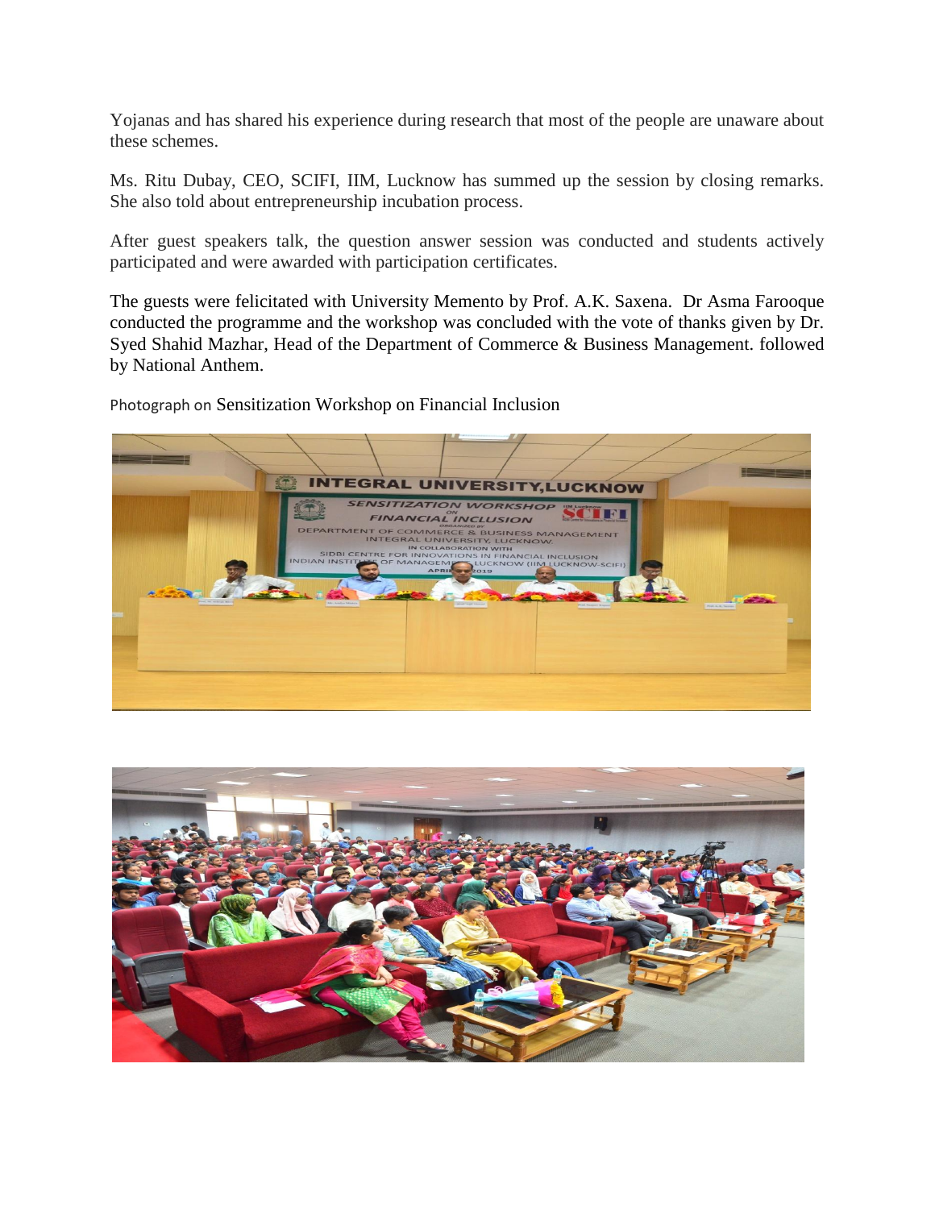Yojanas and has shared his experience during research that most of the people are unaware about these schemes.

Ms. Ritu Dubay, CEO, SCIFI, IIM, Lucknow has summed up the session by closing remarks. She also told about entrepreneurship incubation process.

After guest speakers talk, the question answer session was conducted and students actively participated and were awarded with participation certificates.

The guests were felicitated with University Memento by Prof. A.K. Saxena. Dr Asma Farooque conducted the programme and the workshop was concluded with the vote of thanks given by Dr. Syed Shahid Mazhar, Head of the Department of Commerce & Business Management. followed by National Anthem.

Photograph on Sensitization Workshop on Financial Inclusion